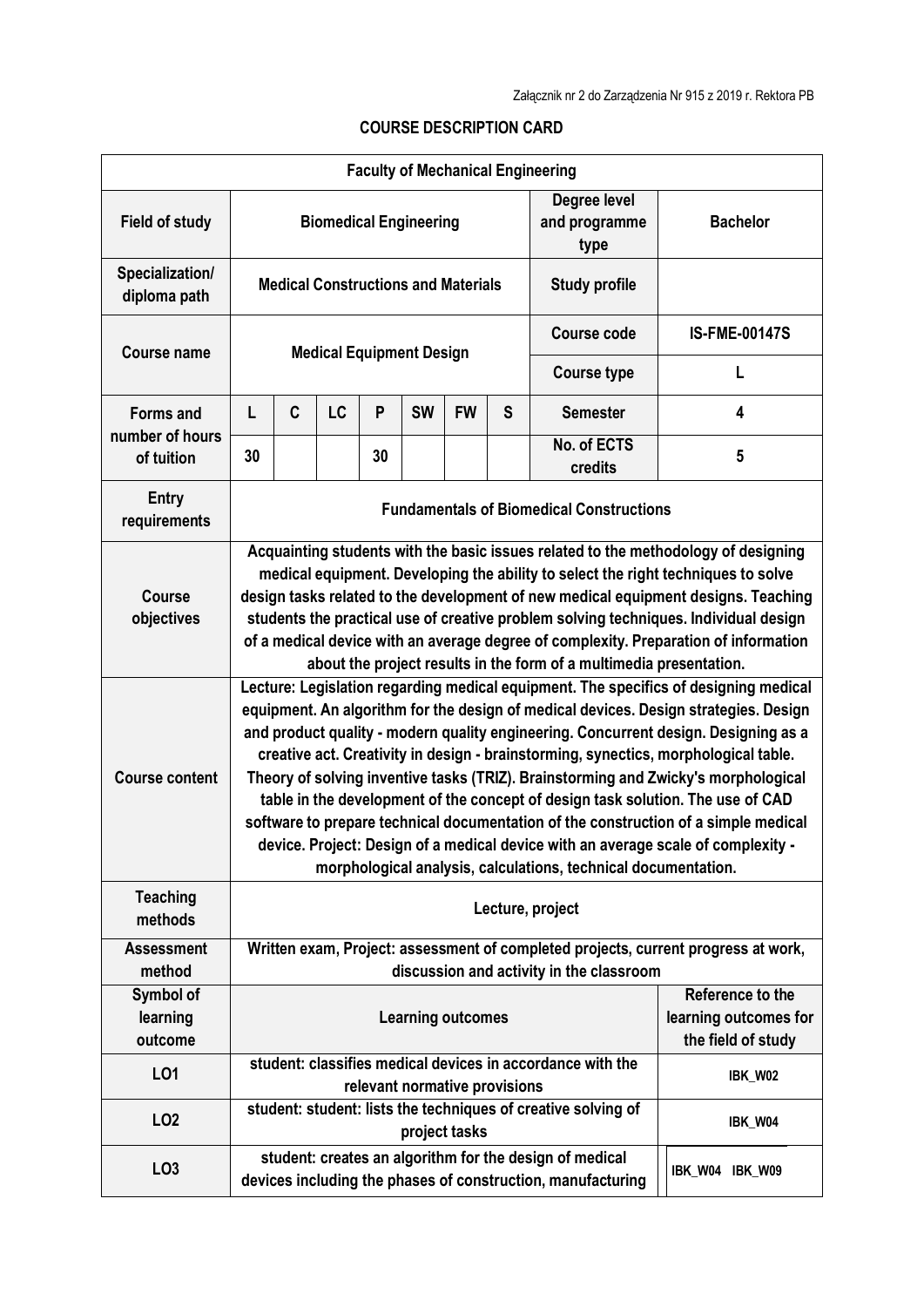Załącznik nr 2 do Zarządzenia Nr 915 z 2019 r. Rektora PB

# COURSE DESCRIPTION CARD

| Faculty of Mechanical Engineering | | | | | | | | | |
|---|---|---|---|---|---|---|---|---|---|
| **Field of study** | Biomedical Engineering | | | | | | | **Degree level and programme type** | Bachelor |
| **Specialization/ diploma path** | Medical Constructions and Materials | | | | | | | **Study profile** | |
| **Course name** | Medical Equipment Design | | | | | | | **Course code** | IS-FME-00147S |
| | | | | | | | | **Course type** | L |
| **Forms and number of hours of tuition** | L | C | LC | P | SW | FW | S | **Semester** | 4 |
| | 30 | | | 30 | | | | **No. of ECTS credits** | 5 |
| **Entry requirements** | Fundamentals of Biomedical Constructions | | | | | | | | |
| **Course objectives** | Acquainting students with the basic issues related to the methodology of designing medical equipment. Developing the ability to select the right techniques to solve design tasks related to the development of new medical equipment designs. Teaching students the practical use of creative problem solving techniques. Individual design of a medical device with an average degree of complexity. Preparation of information about the project results in the form of a multimedia presentation. | | | | | | | | |
| **Course content** | Lecture: Legislation regarding medical equipment. The specifics of designing medical equipment. An algorithm for the design of medical devices. Design strategies. Design and product quality - modern quality engineering. Concurrent design. Designing as a creative act. Creativity in design - brainstorming, synectics, morphological table. Theory of solving inventive tasks (TRIZ). Brainstorming and Zwicky's morphological table in the development of the concept of design task solution. The use of CAD software to prepare technical documentation of the construction of a simple medical device. Project: Design of a medical device with an average scale of complexity - morphological analysis, calculations, technical documentation. | | | | | | | | |
| **Teaching methods** | Lecture, project | | | | | | | | |
| **Assessment method** | Written exam, Project: assessment of completed projects, current progress at work, discussion and activity in the classroom | | | | | | | | |
| **Symbol of learning outcome** | **Learning outcomes** | | | | | | | | **Reference to the learning outcomes for the field of study** |
| **LO1** | student: classifies medical devices in accordance with the relevant normative provisions | | | | | | | | IBK_W02 |
| **LO2** | student: student: lists the techniques of creative solving of project tasks | | | | | | | | IBK_W04 |
| **LO3** | student: creates an algorithm for the design of medical devices including the phases of construction, manufacturing | | | | | | | | IBK_W04 IBK_W09 |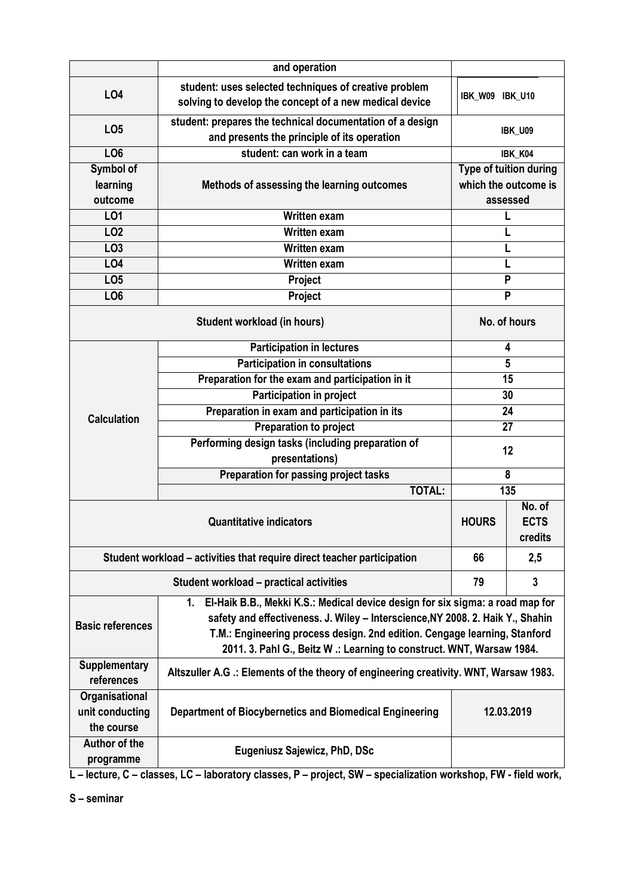| | | |
|---|---|---|
| | and operation | |
| LO4 | student: uses selected techniques of creative problem solving to develop the concept of a new medical device | IBK_W09 IBK_U10 |
| LO5 | student: prepares the technical documentation of a design and presents the principle of its operation | IBK_U09 |
| LO6 | student: can work in a team | IBK_K04 |
| **Symbol of learning outcome** | **Methods of assessing the learning outcomes** | **Type of tuition during which the outcome is assessed** |
| LO1 | Written exam | L |
| LO2 | Written exam | L |
| LO3 | Written exam | L |
| LO4 | Written exam | L |
| LO5 | Project | P |
| LO6 | Project | P |

| | | | |
|---|---|---|---|
| **Student workload (in hours)** | | **No. of hours** | |
| Calculation | Participation in lectures | 4 | |
| | Participation in consultations | 5 | |
| | Preparation for the exam and participation in it | 15 | |
| | Participation in project | 30 | |
| | Preparation in exam and participation in its | 24 | |
| | Preparation to project | 27 | |
| | Performing design tasks (including preparation of presentations) | 12 | |
| | Preparation for passing project tasks | 8 | |
| | TOTAL: | 135 | |
| **Quantitative indicators** | | **HOURS** | **No. of ECTS credits** |
| Student workload – activities that require direct teacher participation | | 66 | 2,5 |
| Student workload – practical activities | | 79 | 3 |

| | | |
|---|---|---|
| **Basic references** | 1. El-Haik B.B., Mekki K.S.: Medical device design for six sigma: a road map for safety and effectiveness. J. Wiley – Interscience,NY 2008. 2. Haik Y., Shahin T.M.: Engineering process design. 2nd edition. Cengage learning, Stanford 2011. 3. Pahl G., Beitz W .: Learning to construct. WNT, Warsaw 1984. | |
| **Supplementary references** | Altszuller A.G .: Elements of the theory of engineering creativity. WNT, Warsaw 1983. | |
| **Organisational unit conducting the course** | Department of Biocybernetics and Biomedical Engineering | 12.03.2019 |
| **Author of the programme** | Eugeniusz Sajewicz, PhD, DSc | |

**L – lecture, C – classes, LC – laboratory classes, P – project, SW – specialization workshop, FW - field work, S – seminar**